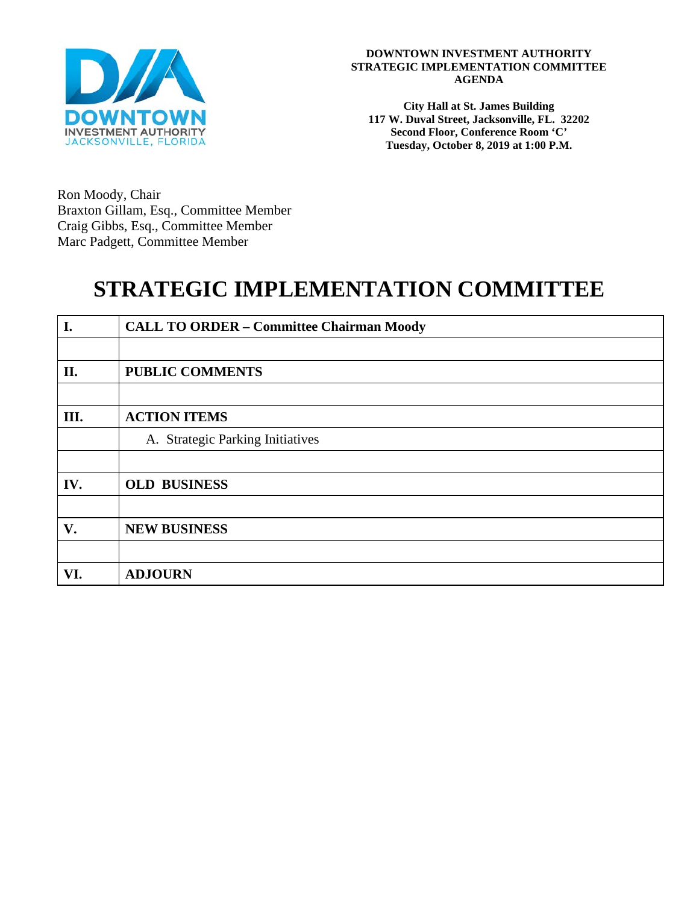**DOWNTOWN INVESTMENT AUTHORITY**
**STRATEGIC IMPLEMENTATION COMMITTEE**
**AGENDA**

**City Hall at St. James Building**
**117 W. Duval Street, Jacksonville, FL. 32202**
**Second Floor, Conference Room 'C'**
**Tuesday, October 8, 2019 at 1:00 P.M.**

Ron Moody, Chair
Braxton Gillam, Esq., Committee Member
Craig Gibbs, Esq., Committee Member
Marc Padgett, Committee Member

# STRATEGIC IMPLEMENTATION COMMITTEE

| | |
|---|---|
| **I.** | **CALL TO ORDER – Committee Chairman Moody** |
| | |
| **II.** | **PUBLIC COMMENTS** |
| | |
| **III.** | **ACTION ITEMS** |
| | A. Strategic Parking Initiatives |
| | |
| **IV.** | **OLD BUSINESS** |
| | |
| **V.** | **NEW BUSINESS** |
| | |
| **VI.** | **ADJOURN** |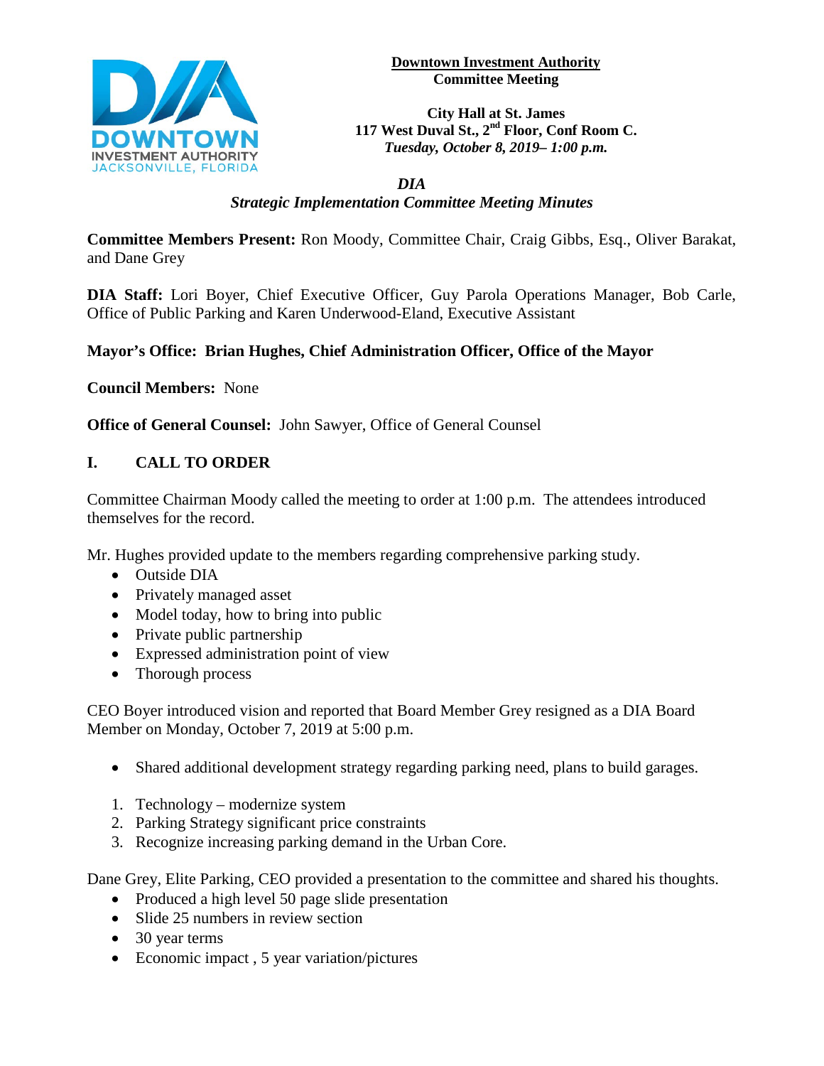**Downtown Investment Authority**
**Committee Meeting**

**City Hall at St. James**
**117 West Duval St., 2nd Floor, Conf Room C.**
***Tuesday, October 8, 2019– 1:00 p.m.***

***DIA***
***Strategic Implementation Committee Meeting Minutes***

**Committee Members Present:** Ron Moody, Committee Chair, Craig Gibbs, Esq., Oliver Barakat, and Dane Grey

**DIA Staff:** Lori Boyer, Chief Executive Officer, Guy Parola Operations Manager, Bob Carle, Office of Public Parking and Karen Underwood-Eland, Executive Assistant

**Mayor's Office: Brian Hughes, Chief Administration Officer, Office of the Mayor**

**Council Members:** None

**Office of General Counsel:** John Sawyer, Office of General Counsel

## I. CALL TO ORDER

Committee Chairman Moody called the meeting to order at 1:00 p.m. The attendees introduced themselves for the record.

Mr. Hughes provided update to the members regarding comprehensive parking study.

- Outside DIA
- Privately managed asset
- Model today, how to bring into public
- Private public partnership
- Expressed administration point of view
- Thorough process

CEO Boyer introduced vision and reported that Board Member Grey resigned as a DIA Board Member on Monday, October 7, 2019 at 5:00 p.m.

- Shared additional development strategy regarding parking need, plans to build garages.

1. Technology – modernize system
2. Parking Strategy significant price constraints
3. Recognize increasing parking demand in the Urban Core.

Dane Grey, Elite Parking, CEO provided a presentation to the committee and shared his thoughts.

- Produced a high level 50 page slide presentation
- Slide 25 numbers in review section
- 30 year terms
- Economic impact , 5 year variation/pictures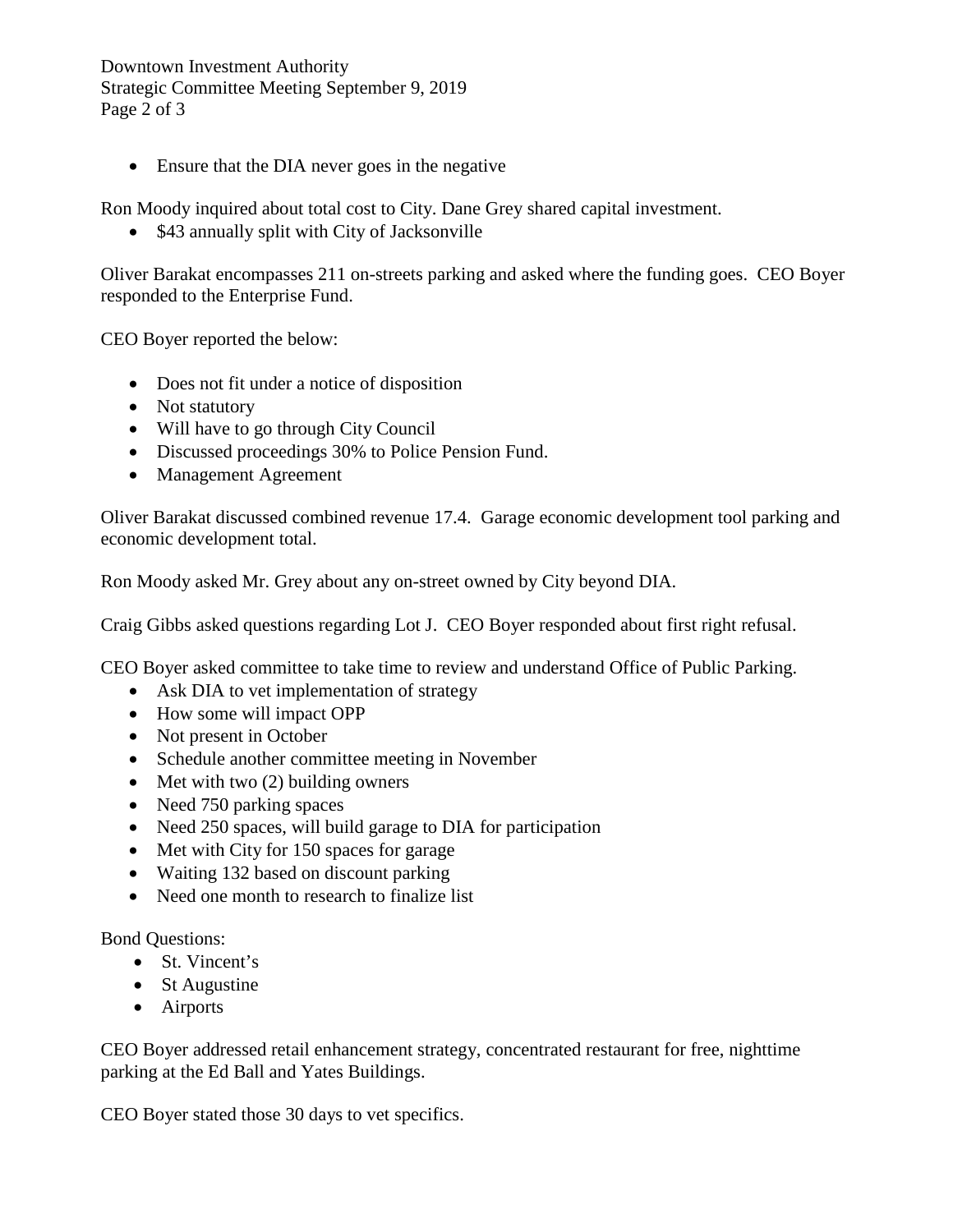- Ensure that the DIA never goes in the negative

Ron Moody inquired about total cost to City. Dane Grey shared capital investment.

- $43 annually split with City of Jacksonville

Oliver Barakat encompasses 211 on-streets parking and asked where the funding goes. CEO Boyer responded to the Enterprise Fund.

CEO Boyer reported the below:

- Does not fit under a notice of disposition
- Not statutory
- Will have to go through City Council
- Discussed proceedings 30% to Police Pension Fund.
- Management Agreement

Oliver Barakat discussed combined revenue 17.4. Garage economic development tool parking and economic development total.

Ron Moody asked Mr. Grey about any on-street owned by City beyond DIA.

Craig Gibbs asked questions regarding Lot J. CEO Boyer responded about first right refusal.

CEO Boyer asked committee to take time to review and understand Office of Public Parking.

- Ask DIA to vet implementation of strategy
- How some will impact OPP
- Not present in October
- Schedule another committee meeting in November
- Met with two (2) building owners
- Need 750 parking spaces
- Need 250 spaces, will build garage to DIA for participation
- Met with City for 150 spaces for garage
- Waiting 132 based on discount parking
- Need one month to research to finalize list

Bond Questions:

- St. Vincent's
- St Augustine
- Airports

CEO Boyer addressed retail enhancement strategy, concentrated restaurant for free, nighttime parking at the Ed Ball and Yates Buildings.

CEO Boyer stated those 30 days to vet specifics.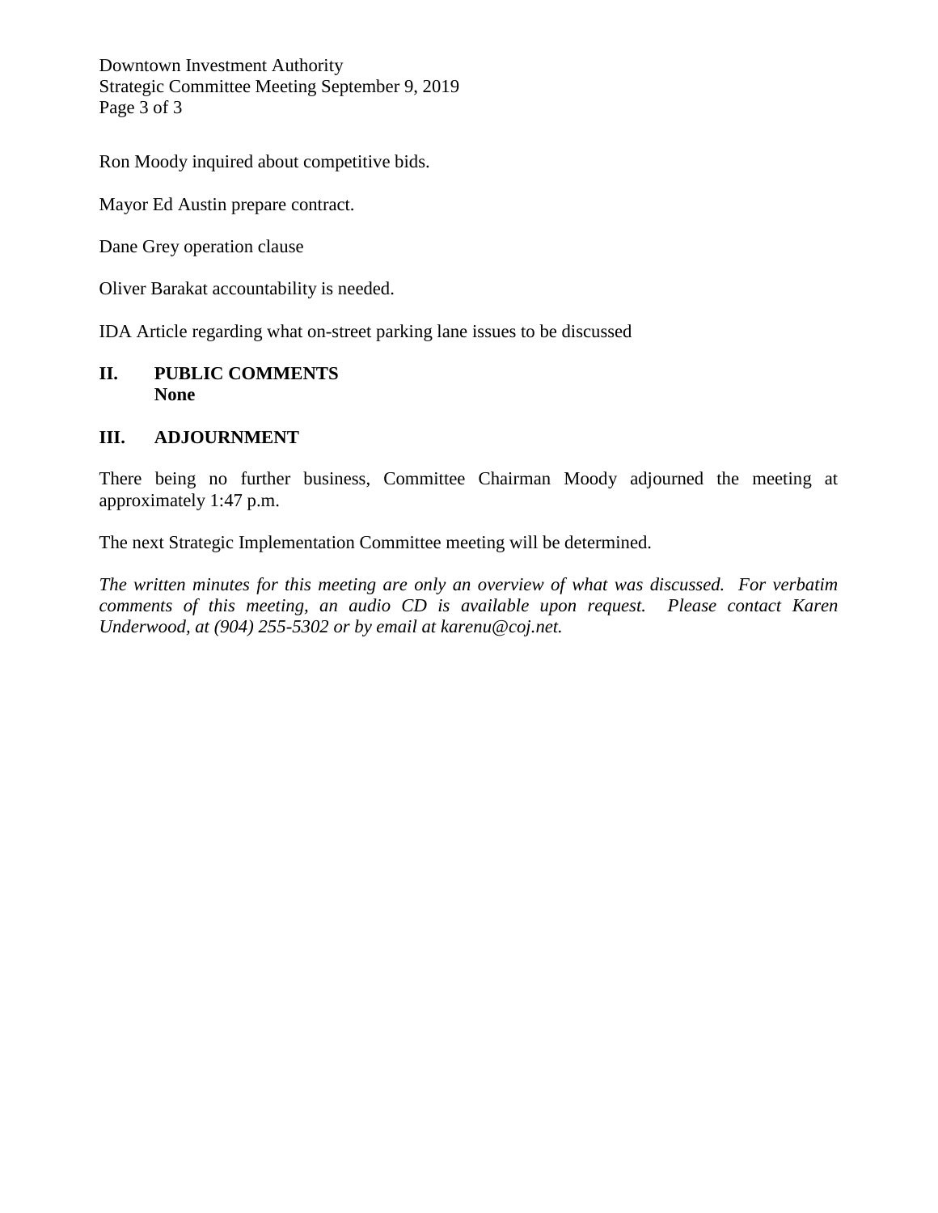Ron Moody inquired about competitive bids.

Mayor Ed Austin prepare contract.

Dane Grey operation clause

Oliver Barakat accountability is needed.

IDA Article regarding what on-street parking lane issues to be discussed

## II. PUBLIC COMMENTS

**None**

## III. ADJOURNMENT

There being no further business, Committee Chairman Moody adjourned the meeting at approximately 1:47 p.m.

The next Strategic Implementation Committee meeting will be determined.

*The written minutes for this meeting are only an overview of what was discussed. For verbatim comments of this meeting, an audio CD is available upon request. Please contact Karen Underwood, at (904) 255-5302 or by email at karenu@coj.net.*